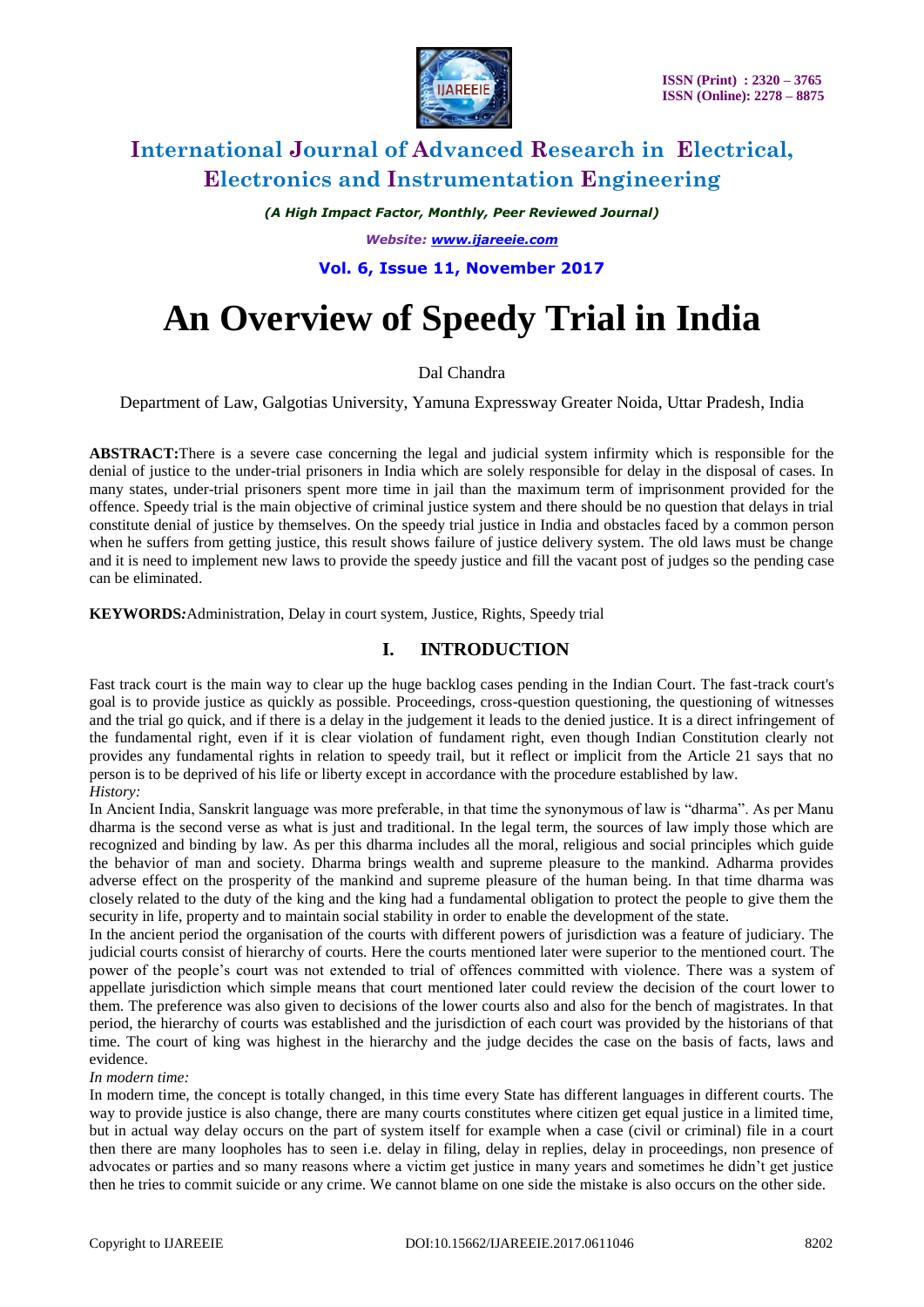# An Overview of Speedy Trial in India

Dal Chandra

Department of Law, Galgotias University, Yamuna Expressway Greater Noida, Uttar Pradesh, India

**ABSTRACT:** There is a severe case concerning the legal and judicial system infirmity which is responsible for the denial of justice to the under-trial prisoners in India which are solely responsible for delay in the disposal of cases. In many states, under-trial prisoners spent more time in jail than the maximum term of imprisonment provided for the offence. Speedy trial is the main objective of criminal justice system and there should be no question that delays in trial constitute denial of justice by themselves. On the speedy trial justice in India and obstacles faced by a common person when he suffers from getting justice, this result shows failure of justice delivery system. The old laws must be change and it is need to implement new laws to provide the speedy justice and fill the vacant post of judges so the pending case can be eliminated.

**KEYWORDS:** Administration, Delay in court system, Justice, Rights, Speedy trial

## I. INTRODUCTION

Fast track court is the main way to clear up the huge backlog cases pending in the Indian Court. The fast-track court's goal is to provide justice as quickly as possible. Proceedings, cross-question questioning, the questioning of witnesses and the trial go quick, and if there is a delay in the judgement it leads to the denied justice. It is a direct infringement of the fundamental right, even if it is clear violation of fundament right, even though Indian Constitution clearly not provides any fundamental rights in relation to speedy trail, but it reflect or implicit from the Article 21 says that no person is to be deprived of his life or liberty except in accordance with the procedure established by law.

*History:*

In Ancient India, Sanskrit language was more preferable, in that time the synonymous of law is "dharma". As per Manu dharma is the second verse as what is just and traditional. In the legal term, the sources of law imply those which are recognized and binding by law. As per this dharma includes all the moral, religious and social principles which guide the behavior of man and society. Dharma brings wealth and supreme pleasure to the mankind. Adharma provides adverse effect on the prosperity of the mankind and supreme pleasure of the human being. In that time dharma was closely related to the duty of the king and the king had a fundamental obligation to protect the people to give them the security in life, property and to maintain social stability in order to enable the development of the state.

In the ancient period the organisation of the courts with different powers of jurisdiction was a feature of judiciary. The judicial courts consist of hierarchy of courts. Here the courts mentioned later were superior to the mentioned court. The power of the people's court was not extended to trial of offences committed with violence. There was a system of appellate jurisdiction which simple means that court mentioned later could review the decision of the court lower to them. The preference was also given to decisions of the lower courts also and also for the bench of magistrates. In that period, the hierarchy of courts was established and the jurisdiction of each court was provided by the historians of that time. The court of king was highest in the hierarchy and the judge decides the case on the basis of facts, laws and evidence.

*In modern time:*

In modern time, the concept is totally changed, in this time every State has different languages in different courts. The way to provide justice is also change, there are many courts constitutes where citizen get equal justice in a limited time, but in actual way delay occurs on the part of system itself for example when a case (civil or criminal) file in a court then there are many loopholes has to seen i.e. delay in filing, delay in replies, delay in proceedings, non presence of advocates or parties and so many reasons where a victim get justice in many years and sometimes he didn't get justice then he tries to commit suicide or any crime. We cannot blame on one side the mistake is also occurs on the other side.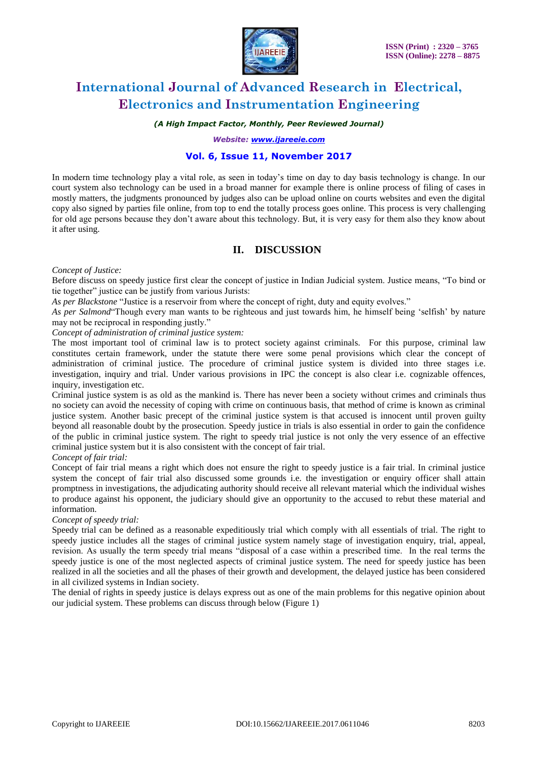In modern time technology play a vital role, as seen in today's time on day to day basis technology is change. In our court system also technology can be used in a broad manner for example there is online process of filing of cases in mostly matters, the judgments pronounced by judges also can be upload online on courts websites and even the digital copy also signed by parties file online, from top to end the totally process goes online. This process is very challenging for old age persons because they don't aware about this technology. But, it is very easy for them also they know about it after using.

## II. DISCUSSION

*Concept of Justice:*

Before discuss on speedy justice first clear the concept of justice in Indian Judicial system. Justice means, "To bind or tie together" justice can be justify from various Jurists:

*As per Blackstone* "Justice is a reservoir from where the concept of right, duty and equity evolves."

*As per Salmond*"Though every man wants to be righteous and just towards him, he himself being 'selfish' by nature may not be reciprocal in responding justly."

*Concept of administration of criminal justice system:*

The most important tool of criminal law is to protect society against criminals. For this purpose, criminal law constitutes certain framework, under the statute there were some penal provisions which clear the concept of administration of criminal justice. The procedure of criminal justice system is divided into three stages i.e. investigation, inquiry and trial. Under various provisions in IPC the concept is also clear i.e. cognizable offences, inquiry, investigation etc.

Criminal justice system is as old as the mankind is. There has never been a society without crimes and criminals thus no society can avoid the necessity of coping with crime on continuous basis, that method of crime is known as criminal justice system. Another basic precept of the criminal justice system is that accused is innocent until proven guilty beyond all reasonable doubt by the prosecution. Speedy justice in trials is also essential in order to gain the confidence of the public in criminal justice system. The right to speedy trial justice is not only the very essence of an effective criminal justice system but it is also consistent with the concept of fair trial.

*Concept of fair trial:*

Concept of fair trial means a right which does not ensure the right to speedy justice is a fair trial. In criminal justice system the concept of fair trial also discussed some grounds i.e. the investigation or enquiry officer shall attain promptness in investigations, the adjudicating authority should receive all relevant material which the individual wishes to produce against his opponent, the judiciary should give an opportunity to the accused to rebut these material and information.

*Concept of speedy trial:*

Speedy trial can be defined as a reasonable expeditiously trial which comply with all essentials of trial. The right to speedy justice includes all the stages of criminal justice system namely stage of investigation enquiry, trial, appeal, revision. As usually the term speedy trial means "disposal of a case within a prescribed time. In the real terms the speedy justice is one of the most neglected aspects of criminal justice system. The need for speedy justice has been realized in all the societies and all the phases of their growth and development, the delayed justice has been considered in all civilized systems in Indian society.

The denial of rights in speedy justice is delays express out as one of the main problems for this negative opinion about our judicial system. These problems can discuss through below (Figure 1)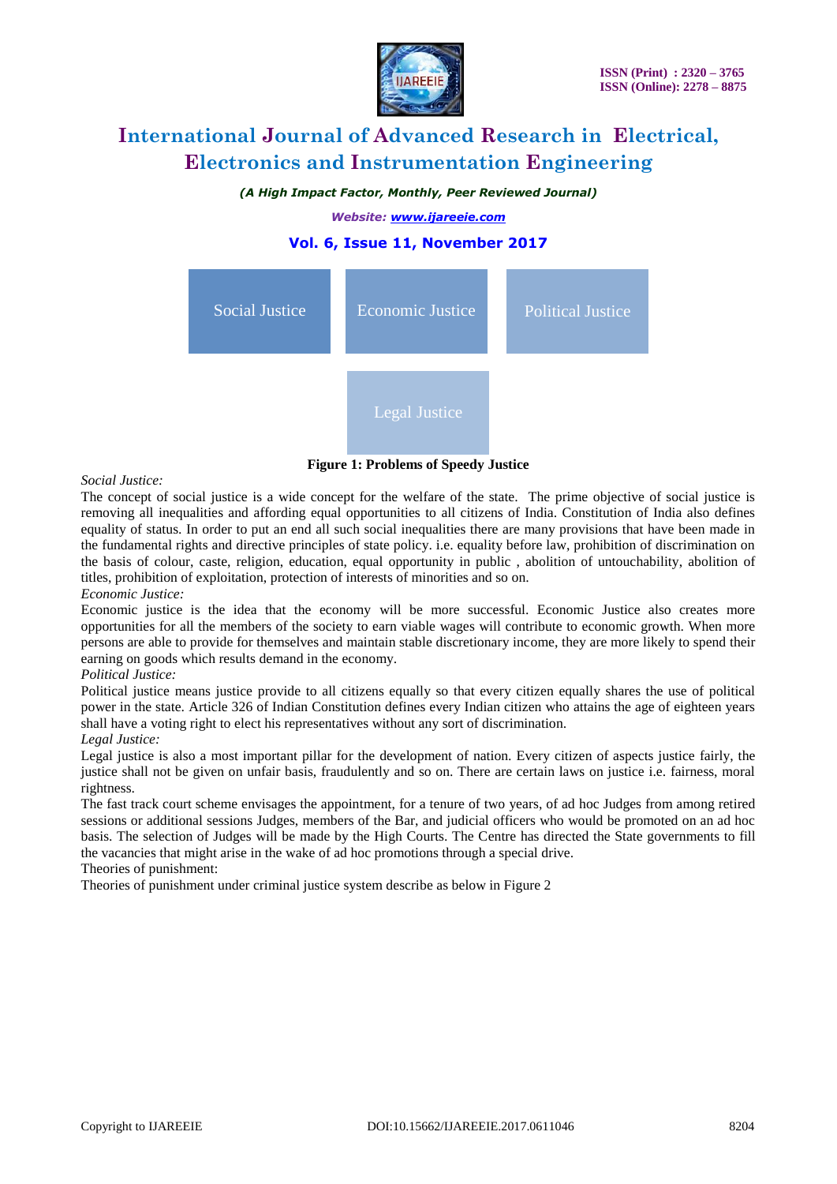Social Justice

Economic Justice

Political Justice

Legal Justice

**Figure 1: Problems of Speedy Justice**

*Social Justice:*

The concept of social justice is a wide concept for the welfare of the state. The prime objective of social justice is removing all inequalities and affording equal opportunities to all citizens of India. Constitution of India also defines equality of status. In order to put an end all such social inequalities there are many provisions that have been made in the fundamental rights and directive principles of state policy. i.e. equality before law, prohibition of discrimination on the basis of colour, caste, religion, education, equal opportunity in public , abolition of untouchability, abolition of titles, prohibition of exploitation, protection of interests of minorities and so on.

*Economic Justice:*

Economic justice is the idea that the economy will be more successful. Economic Justice also creates more opportunities for all the members of the society to earn viable wages will contribute to economic growth. When more persons are able to provide for themselves and maintain stable discretionary income, they are more likely to spend their earning on goods which results demand in the economy.

*Political Justice:*

Political justice means justice provide to all citizens equally so that every citizen equally shares the use of political power in the state. Article 326 of Indian Constitution defines every Indian citizen who attains the age of eighteen years shall have a voting right to elect his representatives without any sort of discrimination.

*Legal Justice:*

Legal justice is also a most important pillar for the development of nation. Every citizen of aspects justice fairly, the justice shall not be given on unfair basis, fraudulently and so on. There are certain laws on justice i.e. fairness, moral rightness.

The fast track court scheme envisages the appointment, for a tenure of two years, of ad hoc Judges from among retired sessions or additional sessions Judges, members of the Bar, and judicial officers who would be promoted on an ad hoc basis. The selection of Judges will be made by the High Courts. The Centre has directed the State governments to fill the vacancies that might arise in the wake of ad hoc promotions through a special drive.

Theories of punishment:

Theories of punishment under criminal justice system describe as below in Figure 2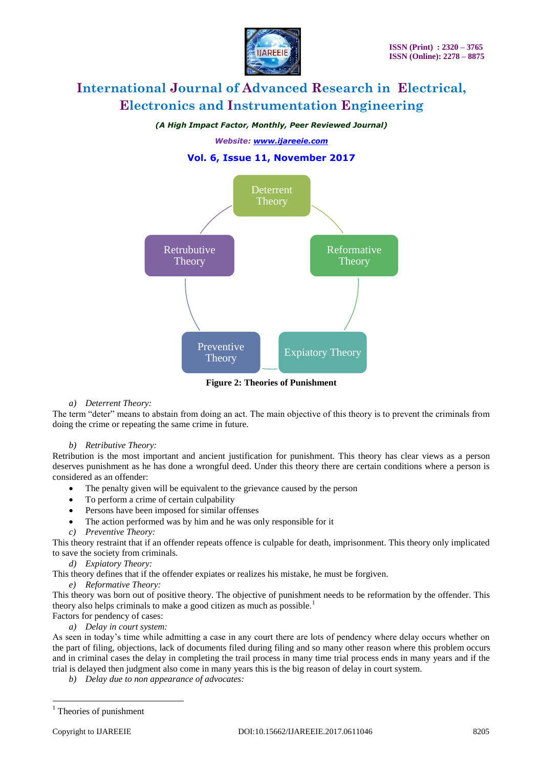Deterrent Theory

Retrubutive Theory

Reformative Theory

Preventive Theory

Expiatory Theory

**Figure 2: Theories of Punishment**

*a) Deterrent Theory:*

The term “deter” means to abstain from doing an act. The main objective of this theory is to prevent the criminals from doing the crime or repeating the same crime in future.

*b) Retributive Theory:*

Retribution is the most important and ancient justification for punishment. This theory has clear views as a person deserves punishment as he has done a wrongful deed. Under this theory there are certain conditions where a person is considered as an offender:

- The penalty given will be equivalent to the grievance caused by the person
- To perform a crime of certain culpability
- Persons have been imposed for similar offenses
- The action performed was by him and he was only responsible for it

*c) Preventive Theory:*

This theory restraint that if an offender repeats offence is culpable for death, imprisonment. This theory only implicated to save the society from criminals.

*d) Expiatory Theory:*

This theory defines that if the offender expiates or realizes his mistake, he must be forgiven.

*e) Reformative Theory:*

This theory was born out of positive theory. The objective of punishment needs to be reformation by the offender. This theory also helps criminals to make a good citizen as much as possible.[1]

Factors for pendency of cases:

*a) Delay in court system:*

As seen in today’s time while admitting a case in any court there are lots of pendency where delay occurs whether on the part of filing, objections, lack of documents filed during filing and so many other reason where this problem occurs and in criminal cases the delay in completing the trail process in many time trial process ends in many years and if the trial is delayed then judgment also come in many years this is the big reason of delay in court system.

*b) Delay due to non appearance of advocates:*

[1] Theories of punishment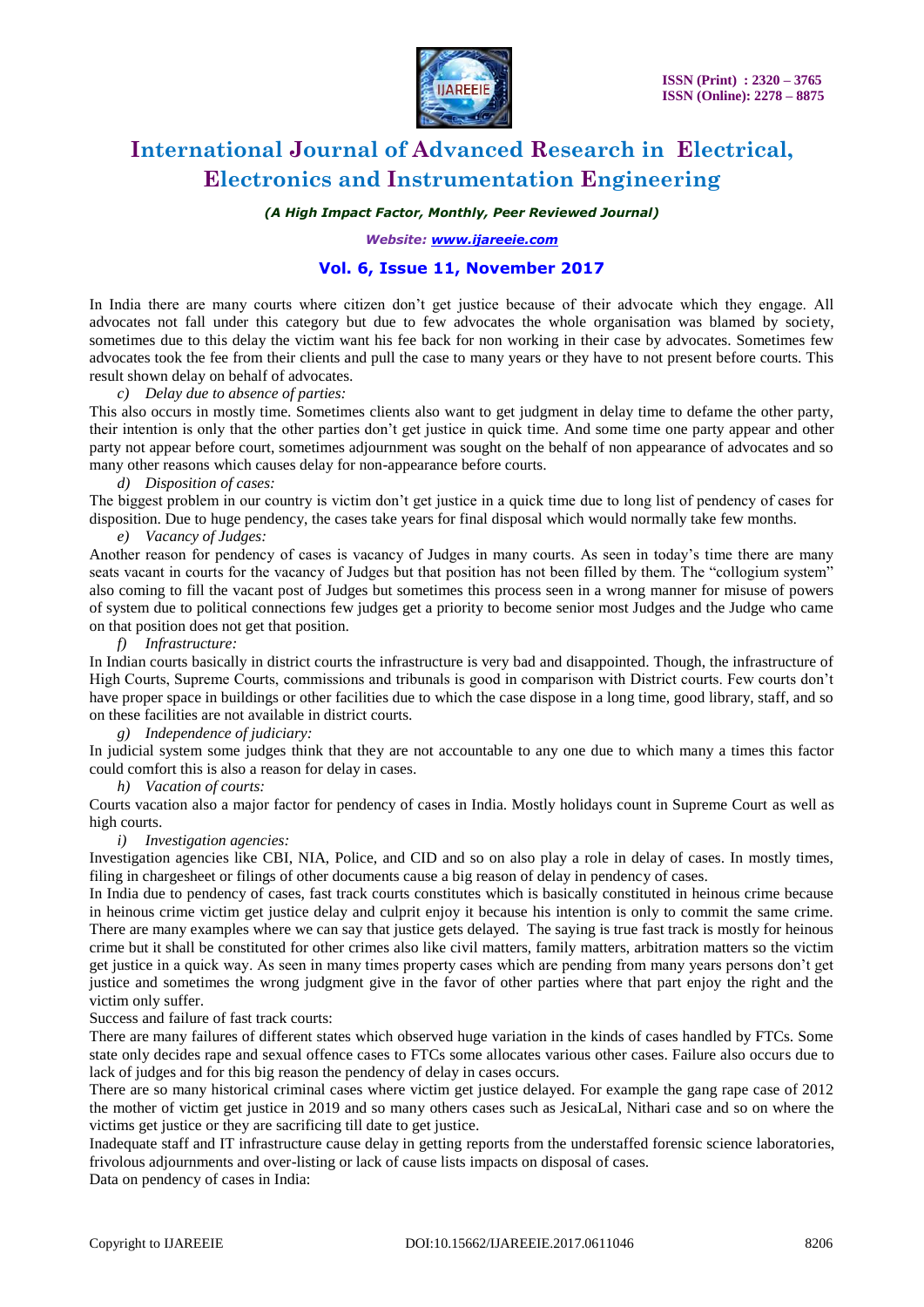In India there are many courts where citizen don't get justice because of their advocate which they engage. All advocates not fall under this category but due to few advocates the whole organisation was blamed by society, sometimes due to this delay the victim want his fee back for non working in their case by advocates. Sometimes few advocates took the fee from their clients and pull the case to many years or they have to not present before courts. This result shown delay on behalf of advocates.

*c) Delay due to absence of parties:*

This also occurs in mostly time. Sometimes clients also want to get judgment in delay time to defame the other party, their intention is only that the other parties don't get justice in quick time. And some time one party appear and other party not appear before court, sometimes adjournment was sought on the behalf of non appearance of advocates and so many other reasons which causes delay for non-appearance before courts.

*d) Disposition of cases:*

The biggest problem in our country is victim don't get justice in a quick time due to long list of pendency of cases for disposition. Due to huge pendency, the cases take years for final disposal which would normally take few months.

*e) Vacancy of Judges:*

Another reason for pendency of cases is vacancy of Judges in many courts. As seen in today's time there are many seats vacant in courts for the vacancy of Judges but that position has not been filled by them. The "collogium system" also coming to fill the vacant post of Judges but sometimes this process seen in a wrong manner for misuse of powers of system due to political connections few judges get a priority to become senior most Judges and the Judge who came on that position does not get that position.

*f) Infrastructure:*

In Indian courts basically in district courts the infrastructure is very bad and disappointed. Though, the infrastructure of High Courts, Supreme Courts, commissions and tribunals is good in comparison with District courts. Few courts don't have proper space in buildings or other facilities due to which the case dispose in a long time, good library, staff, and so on these facilities are not available in district courts.

*g) Independence of judiciary:*

In judicial system some judges think that they are not accountable to any one due to which many a times this factor could comfort this is also a reason for delay in cases.

*h) Vacation of courts:*

Courts vacation also a major factor for pendency of cases in India. Mostly holidays count in Supreme Court as well as high courts.

*i) Investigation agencies:*

Investigation agencies like CBI, NIA, Police, and CID and so on also play a role in delay of cases. In mostly times, filing in chargesheet or filings of other documents cause a big reason of delay in pendency of cases.

In India due to pendency of cases, fast track courts constitutes which is basically constituted in heinous crime because in heinous crime victim get justice delay and culprit enjoy it because his intention is only to commit the same crime. There are many examples where we can say that justice gets delayed. The saying is true fast track is mostly for heinous crime but it shall be constituted for other crimes also like civil matters, family matters, arbitration matters so the victim get justice in a quick way. As seen in many times property cases which are pending from many years persons don't get justice and sometimes the wrong judgment give in the favor of other parties where that part enjoy the right and the victim only suffer.

Success and failure of fast track courts:

There are many failures of different states which observed huge variation in the kinds of cases handled by FTCs. Some state only decides rape and sexual offence cases to FTCs some allocates various other cases. Failure also occurs due to lack of judges and for this big reason the pendency of delay in cases occurs.

There are so many historical criminal cases where victim get justice delayed. For example the gang rape case of 2012 the mother of victim get justice in 2019 and so many others cases such as JesicaLal, Nithari case and so on where the victims get justice or they are sacrificing till date to get justice.

Inadequate staff and IT infrastructure cause delay in getting reports from the understaffed forensic science laboratories, frivolous adjournments and over-listing or lack of cause lists impacts on disposal of cases.

Data on pendency of cases in India: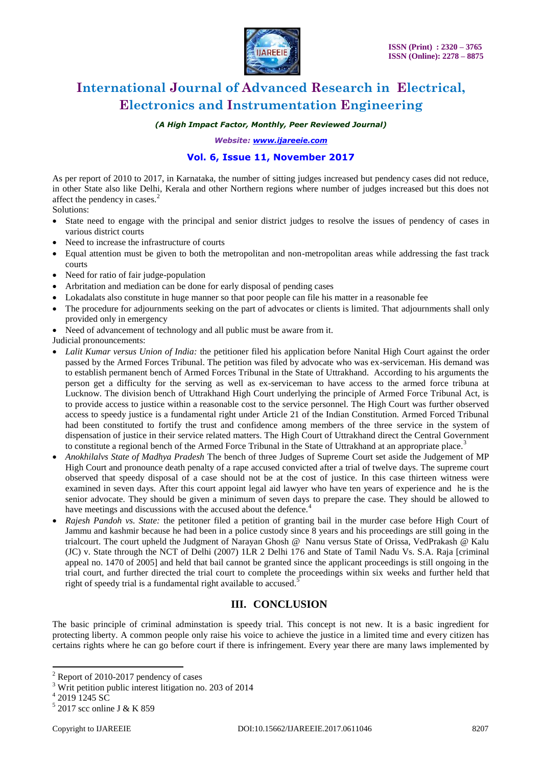As per report of 2010 to 2017, in Karnataka, the number of sitting judges increased but pendency cases did not reduce, in other State also like Delhi, Kerala and other Northern regions where number of judges increased but this does not affect the pendency in cases.[2]

Solutions:

- State need to engage with the principal and senior district judges to resolve the issues of pendency of cases in various district courts
- Need to increase the infrastructure of courts
- Equal attention must be given to both the metropolitan and non-metropolitan areas while addressing the fast track courts
- Need for ratio of fair judge-population
- Arbitration and mediation can be done for early disposal of pending cases
- Lokadalats also constitute in huge manner so that poor people can file his matter in a reasonable fee
- The procedure for adjournments seeking on the part of advocates or clients is limited. That adjournments shall only provided only in emergency
- Need of advancement of technology and all public must be aware from it.

Judicial pronouncements:

- *Lalit Kumar versus Union of India:* the petitioner filed his application before Nanital High Court against the order passed by the Armed Forces Tribunal. The petition was filed by advocate who was ex-serviceman. His demand was to establish permanent bench of Armed Forces Tribunal in the State of Uttrakhand. According to his arguments the person get a difficulty for the serving as well as ex-serviceman to have access to the armed force tribuna at Lucknow. The division bench of Uttrakhand High Court underlying the principle of Armed Force Tribunal Act, is to provide access to justice within a reasonable cost to the service personnel. The High Court was further observed access to speedy justice is a fundamental right under Article 21 of the Indian Constitution. Armed Forced Tribunal had been constituted to fortify the trust and confidence among members of the three service in the system of dispensation of justice in their service related matters. The High Court of Uttrakhand direct the Central Government to constitute a regional bench of the Armed Force Tribunal in the State of Uttrakhand at an appropriate place.[3]
- *Anokhilalvs State of Madhya Pradesh* The bench of three Judges of Supreme Court set aside the Judgement of MP High Court and pronounce death penalty of a rape accused convicted after a trial of twelve days. The supreme court observed that speedy disposal of a case should not be at the cost of justice. In this case thirteen witness were examined in seven days. After this court appoint legal aid lawyer who have ten years of experience and he is the senior advocate. They should be given a minimum of seven days to prepare the case. They should be allowed to have meetings and discussions with the accused about the defence.[4]
- *Rajesh Pandoh vs. State:* the petitoner filed a petition of granting bail in the murder case before High Court of Jammu and kashmir because he had been in a police custody since 8 years and his proceedings are still going in the trialcourt. The court upheld the Judgment of Narayan Ghosh @ Nanu versus State of Orissa, VedPrakash @ Kalu (JC) v. State through the NCT of Delhi (2007) 1LR 2 Delhi 176 and State of Tamil Nadu Vs. S.A. Raja [criminal appeal no. 1470 of 2005] and held that bail cannot be granted since the applicant proceedings is still ongoing in the trial court, and further directed the trial court to complete the proceedings within six weeks and further held that right of speedy trial is a fundamental right available to accused.[5]

## III. CONCLUSION

The basic principle of criminal adminstation is speedy trial. This concept is not new. It is a basic ingredient for protecting liberty. A common people only raise his voice to achieve the justice in a limited time and every citizen has certains rights where he can go before court if there is infringement. Every year there are many laws implemented by

---

[2] Report of 2010-2017 pendency of cases

[3] Writ petition public interest litigation no. 203 of 2014

[4] 2019 1245 SC

[5] 2017 scc online J & K 859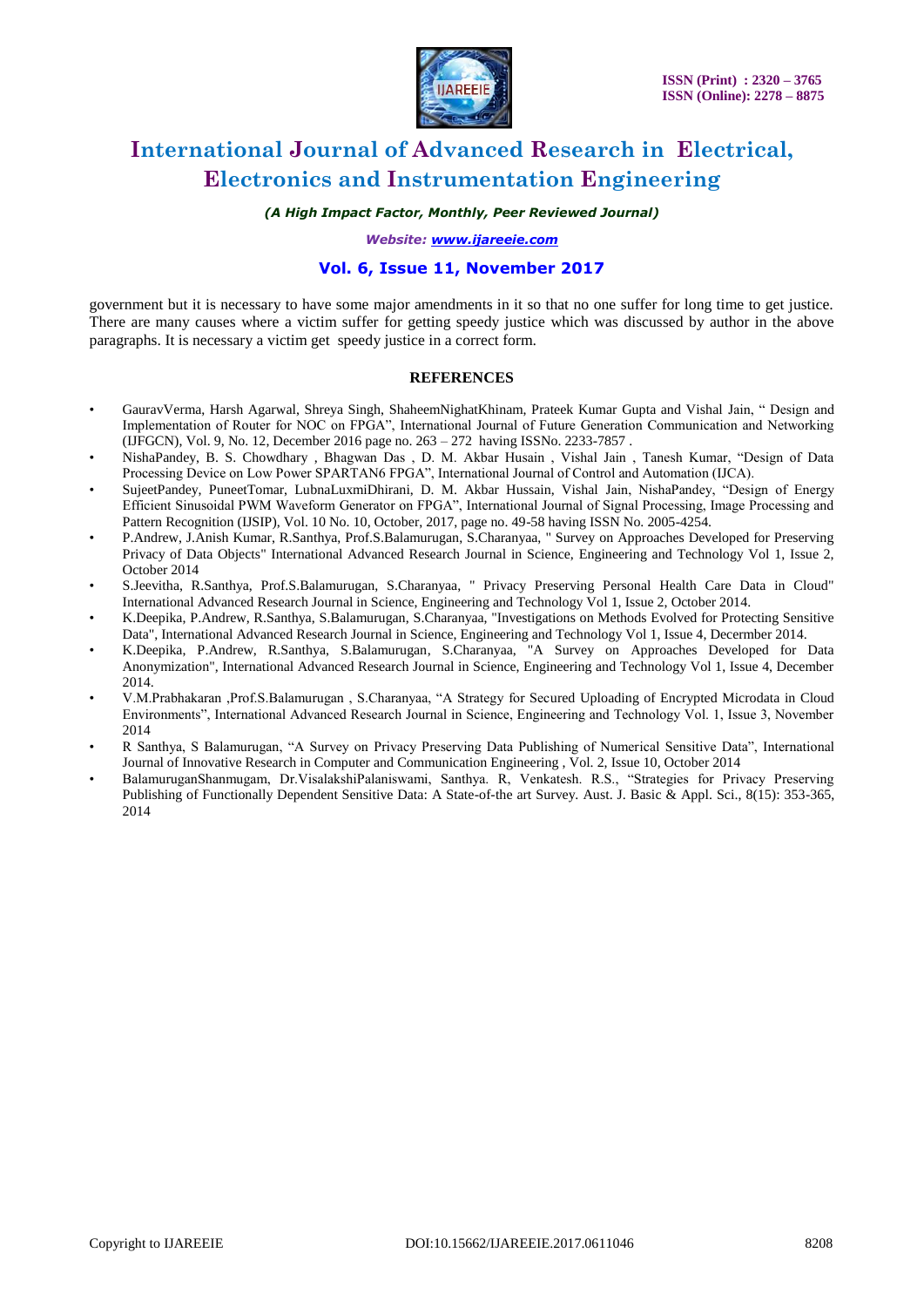government but it is necessary to have some major amendments in it so that no one suffer for long time to get justice. There are many causes where a victim suffer for getting speedy justice which was discussed by author in the above paragraphs. It is necessary a victim get speedy justice in a correct form.

## REFERENCES

- GauravVerma, Harsh Agarwal, Shreya Singh, ShaheemNighatKhinam, Prateek Kumar Gupta and Vishal Jain, " Design and Implementation of Router for NOC on FPGA", International Journal of Future Generation Communication and Networking (IJFGCN), Vol. 9, No. 12, December 2016 page no. 263 – 272 having ISSNo. 2233-7857 .
- NishaPandey, B. S. Chowdhary , Bhagwan Das , D. M. Akbar Husain , Vishal Jain , Tanesh Kumar, "Design of Data Processing Device on Low Power SPARTAN6 FPGA", International Journal of Control and Automation (IJCA).
- SujeetPandey, PuneetTomar, LubnaLuxmiDhirani, D. M. Akbar Hussain, Vishal Jain, NishaPandey, "Design of Energy Efficient Sinusoidal PWM Waveform Generator on FPGA", International Journal of Signal Processing, Image Processing and Pattern Recognition (IJSIP), Vol. 10 No. 10, October, 2017, page no. 49-58 having ISSN No. 2005-4254.
- P.Andrew, J.Anish Kumar, R.Santhya, Prof.S.Balamurugan, S.Charanyaa, " Survey on Approaches Developed for Preserving Privacy of Data Objects" International Advanced Research Journal in Science, Engineering and Technology Vol 1, Issue 2, October 2014
- S.Jeevitha, R.Santhya, Prof.S.Balamurugan, S.Charanyaa, " Privacy Preserving Personal Health Care Data in Cloud" International Advanced Research Journal in Science, Engineering and Technology Vol 1, Issue 2, October 2014.
- K.Deepika, P.Andrew, R.Santhya, S.Balamurugan, S.Charanyaa, "Investigations on Methods Evolved for Protecting Sensitive Data", International Advanced Research Journal in Science, Engineering and Technology Vol 1, Issue 4, Decermber 2014.
- K.Deepika, P.Andrew, R.Santhya, S.Balamurugan, S.Charanyaa, "A Survey on Approaches Developed for Data Anonymization", International Advanced Research Journal in Science, Engineering and Technology Vol 1, Issue 4, December 2014.
- V.M.Prabhakaran ,Prof.S.Balamurugan , S.Charanyaa, "A Strategy for Secured Uploading of Encrypted Microdata in Cloud Environments", International Advanced Research Journal in Science, Engineering and Technology Vol. 1, Issue 3, November 2014
- R Santhya, S Balamurugan, "A Survey on Privacy Preserving Data Publishing of Numerical Sensitive Data", International Journal of Innovative Research in Computer and Communication Engineering , Vol. 2, Issue 10, October 2014
- BalamuruganShanmugam, Dr.VisalakshiPalaniswami, Santhya. R, Venkatesh. R.S., "Strategies for Privacy Preserving Publishing of Functionally Dependent Sensitive Data: A State-of-the art Survey. Aust. J. Basic & Appl. Sci., 8(15): 353-365, 2014